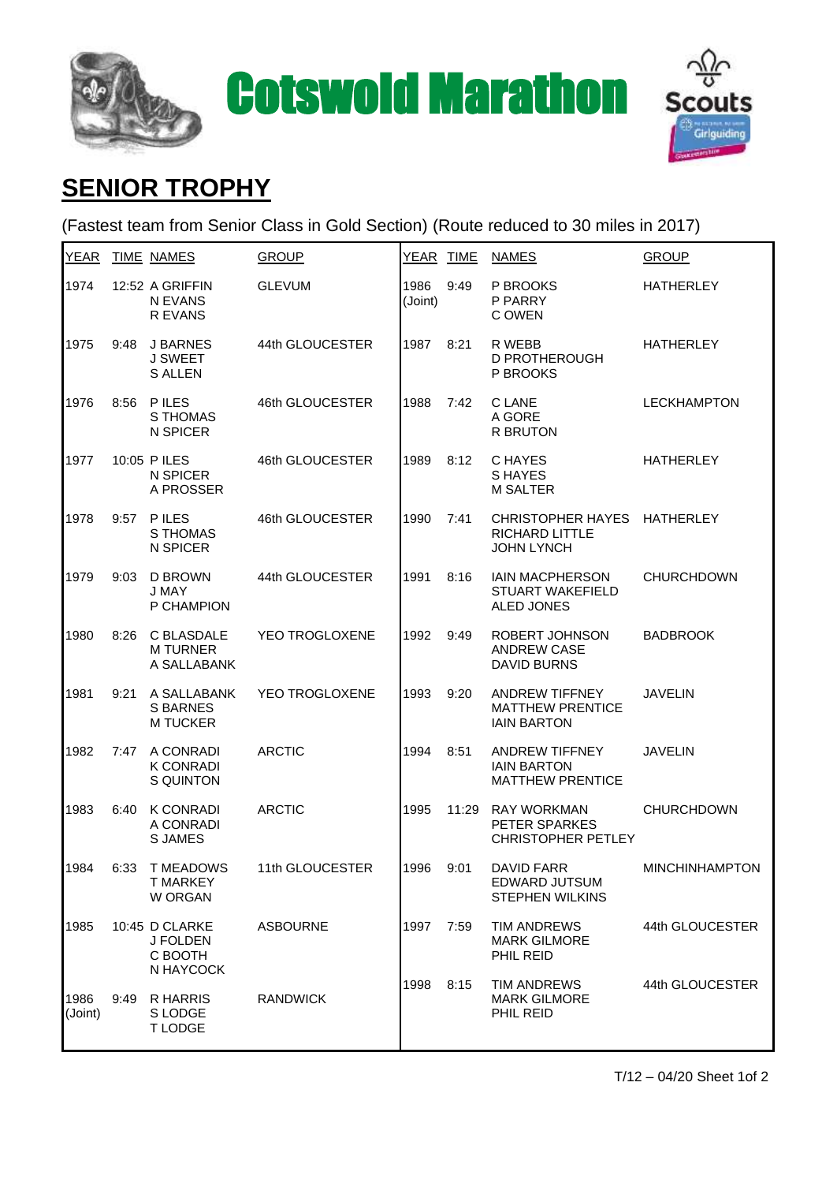# Cotswold Marathon

## SENIOR TROPHY

(Fastest team from Senior Class in Gold Section) (Route reduced to 30 miles in 2017)

| YEAR | TIME | NAMES | GROUP |
|---|---|---|---|
| 1974 | 12:52 | A GRIFFIN<br>N EVANS<br>R EVANS | GLEVUM |
| 1975 | 9:48 | J BARNES<br>J SWEET<br>S ALLEN | 44th GLOUCESTER |
| 1976 | 8:56 | P ILES<br>S THOMAS<br>N SPICER | 46th GLOUCESTER |
| 1977 | 10:05 | P ILES<br>N SPICER<br>A PROSSER | 46th GLOUCESTER |
| 1978 | 9:57 | P ILES<br>S THOMAS<br>N SPICER | 46th GLOUCESTER |
| 1979 | 9:03 | D BROWN<br>J MAY<br>P CHAMPION | 44th GLOUCESTER |
| 1980 | 8:26 | C BLASDALE<br>M TURNER<br>A SALLABANK | YEO TROGLOXENE |
| 1981 | 9:21 | A SALLABANK<br>S BARNES<br>M TUCKER | YEO TROGLOXENE |
| 1982 | 7:47 | A CONRADI<br>K CONRADI<br>S QUINTON | ARCTIC |
| 1983 | 6:40 | K CONRADI<br>A CONRADI<br>S JAMES | ARCTIC |
| 1984 | 6:33 | T MEADOWS<br>T MARKEY<br>W ORGAN | 11th GLOUCESTER |
| 1985 | 10:45 | D CLARKE<br>J FOLDEN<br>C BOOTH<br>N HAYCOCK | ASBOURNE |
| 1986 (Joint) | 9:49 | R HARRIS<br>S LODGE<br>T LODGE | RANDWICK |
| 1986 (Joint) | 9:49 | P BROOKS<br>P PARRY<br>C OWEN | HATHERLEY |
| 1987 | 8:21 | R WEBB<br>D PROTHEROUGH<br>P BROOKS | HATHERLEY |
| 1988 | 7:42 | C LANE<br>A GORE<br>R BRUTON | LECKHAMPTON |
| 1989 | 8:12 | C HAYES<br>S HAYES<br>M SALTER | HATHERLEY |
| 1990 | 7:41 | CHRISTOPHER HAYES<br>RICHARD LITTLE<br>JOHN LYNCH | HATHERLEY |
| 1991 | 8:16 | IAIN MACPHERSON<br>STUART WAKEFIELD<br>ALED JONES | CHURCHDOWN |
| 1992 | 9:49 | ROBERT JOHNSON<br>ANDREW CASE<br>DAVID BURNS | BADBROOK |
| 1993 | 9:20 | ANDREW TIFFNEY<br>MATTHEW PRENTICE<br>IAIN BARTON | JAVELIN |
| 1994 | 8:51 | ANDREW TIFFNEY<br>IAIN BARTON<br>MATTHEW PRENTICE | JAVELIN |
| 1995 | 11:29 | RAY WORKMAN<br>PETER SPARKES<br>CHRISTOPHER PETLEY | CHURCHDOWN |
| 1996 | 9:01 | DAVID FARR<br>EDWARD JUTSUM<br>STEPHEN WILKINS | MINCHINHAMPTON |
| 1997 | 7:59 | TIM ANDREWS<br>MARK GILMORE<br>PHIL REID | 44th GLOUCESTER |
| 1998 | 8:15 | TIM ANDREWS<br>MARK GILMORE<br>PHIL REID | 44th GLOUCESTER |

T/12 – 04/20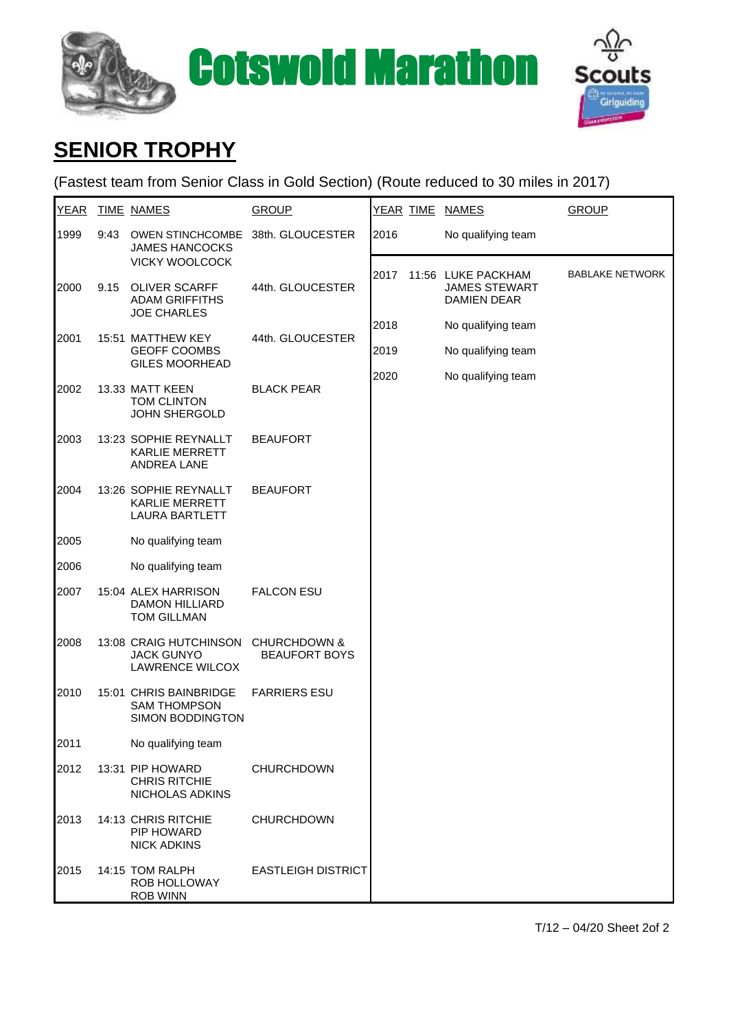# Cotswold Marathon

## SENIOR TROPHY

(Fastest team from Senior Class in Gold Section) (Route reduced to 30 miles in 2017)

| YEAR | TIME | NAMES | GROUP |
|---|---|---|---|
| 1999 | 9:43 | OWEN STINCHCOMBE<br>JAMES HANCOCKS<br>VICKY WOOLCOCK | 38th. GLOUCESTER |
| 2000 | 9.15 | OLIVER SCARFF<br>ADAM GRIFFITHS<br>JOE CHARLES | 44th. GLOUCESTER |
| 2001 | 15:51 | MATTHEW KEY<br>GEOFF COOMBS<br>GILES MOORHEAD | 44th. GLOUCESTER |
| 2002 | 13.33 | MATT KEEN<br>TOM CLINTON<br>JOHN SHERGOLD | BLACK PEAR |
| 2003 | 13:23 | SOPHIE REYNALLT<br>KARLIE MERRETT<br>ANDREA LANE | BEAUFORT |
| 2004 | 13:26 | SOPHIE REYNALLT<br>KARLIE MERRETT<br>LAURA BARTLETT | BEAUFORT |
| 2005 | | No qualifying team | |
| 2006 | | No qualifying team | |
| 2007 | 15:04 | ALEX HARRISON<br>DAMON HILLIARD<br>TOM GILLMAN | FALCON ESU |
| 2008 | 13:08 | CRAIG HUTCHINSON<br>JACK GUNYO<br>LAWRENCE WILCOX | CHURCHDOWN & BEAUFORT BOYS |
| 2010 | 15:01 | CHRIS BAINBRIDGE<br>SAM THOMPSON<br>SIMON BODDINGTON | FARRIERS ESU |
| 2011 | | No qualifying team | |
| 2012 | 13:31 | PIP HOWARD<br>CHRIS RITCHIE<br>NICHOLAS ADKINS | CHURCHDOWN |
| 2013 | 14:13 | CHRIS RITCHIE<br>PIP HOWARD<br>NICK ADKINS | CHURCHDOWN |
| 2015 | 14:15 | TOM RALPH<br>ROB HOLLOWAY<br>ROB WINN | EASTLEIGH DISTRICT |
| 2016 | | No qualifying team | |
| 2017 | 11:56 | LUKE PACKHAM<br>JAMES STEWART<br>DAMIEN DEAR | BABLAKE NETWORK |
| 2018 | | No qualifying team | |
| 2019 | | No qualifying team | |
| 2020 | | No qualifying team | |

T/12 – 04/20 Sheet 2of 2